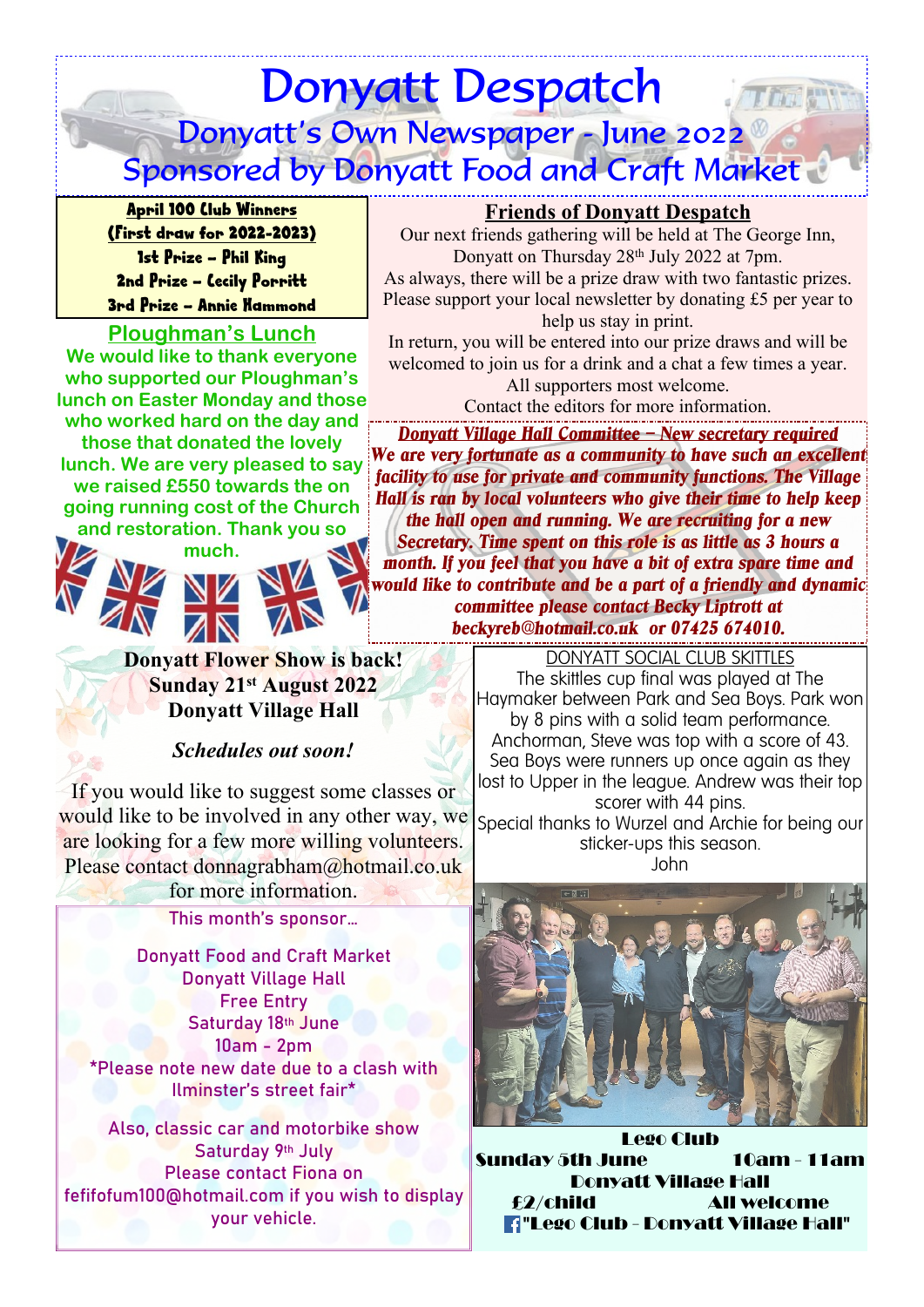# Donyatt Despatch

## Donyatt's Own Newspaper - June 2022

## Sponsored by Donyatt Food and Craft Market

**April 100 Club Winners**
**(First draw for 2022-2023)**
**1st Prize – Phil King**
**2nd Prize – Cecily Porritt**
**3rd Prize – Annie Hammond**

### Ploughman's Lunch

We would like to thank everyone who supported our Ploughman's lunch on Easter Monday and those who worked hard on the day and those that donated the lovely lunch. We are very pleased to say we raised £550 towards the on going running cost of the Church and restoration. Thank you so much.

### Friends of Donyatt Despatch

Our next friends gathering will be held at The George Inn, Donyatt on Thursday 28th July 2022 at 7pm.
As always, there will be a prize draw with two fantastic prizes.
Please support your local newsletter by donating £5 per year to help us stay in print.
In return, you will be entered into our prize draws and will be welcomed to join us for a drink and a chat a few times a year.
All supporters most welcome.
Contact the editors for more information.

### *Donyatt Village Hall Committee – New secretary required*

***We are very fortunate as a community to have such an excellent facility to use for private and community functions. The Village Hall is ran by local volunteers who give their time to help keep the hall open and running. We are recruiting for a new Secretary. Time spent on this role is as little as 3 hours a month. If you feel that you have a bit of extra spare time and would like to contribute and be a part of a friendly and dynamic committee please contact Becky Liptrott at beckyreb@hotmail.co.uk or 07425 674010.***

### Donyatt Flower Show is back!

**Sunday 21st August 2022**
**Donyatt Village Hall**

***Schedules out soon!***

If you would like to suggest some classes or would like to be involved in any other way, we are looking for a few more willing volunteers. Please contact donnagrabham@hotmail.co.uk for more information.

### DONYATT SOCIAL CLUB SKITTLES

The skittles cup final was played at The Haymaker between Park and Sea Boys. Park won by 8 pins with a solid team performance. Anchorman, Steve was top with a score of 43. Sea Boys were runners up once again as they lost to Upper in the league. Andrew was their top scorer with 44 pins.
Special thanks to Wurzel and Archie for being our sticker-ups this season.
John

This month's sponsor…

Donyatt Food and Craft Market
Donyatt Village Hall
Free Entry
Saturday 18th June
10am - 2pm
*Please note new date due to a clash with Ilminster's street fair*

Also, classic car and motorbike show
Saturday 9th July
Please contact Fiona on fefifofum100@hotmail.com if you wish to display your vehicle.

**Lego Club**
**Sunday 5th June 10am - 11am**
**Donyatt Village Hall**
**£2/child All welcome**
**"Lego Club - Donyatt Village Hall"**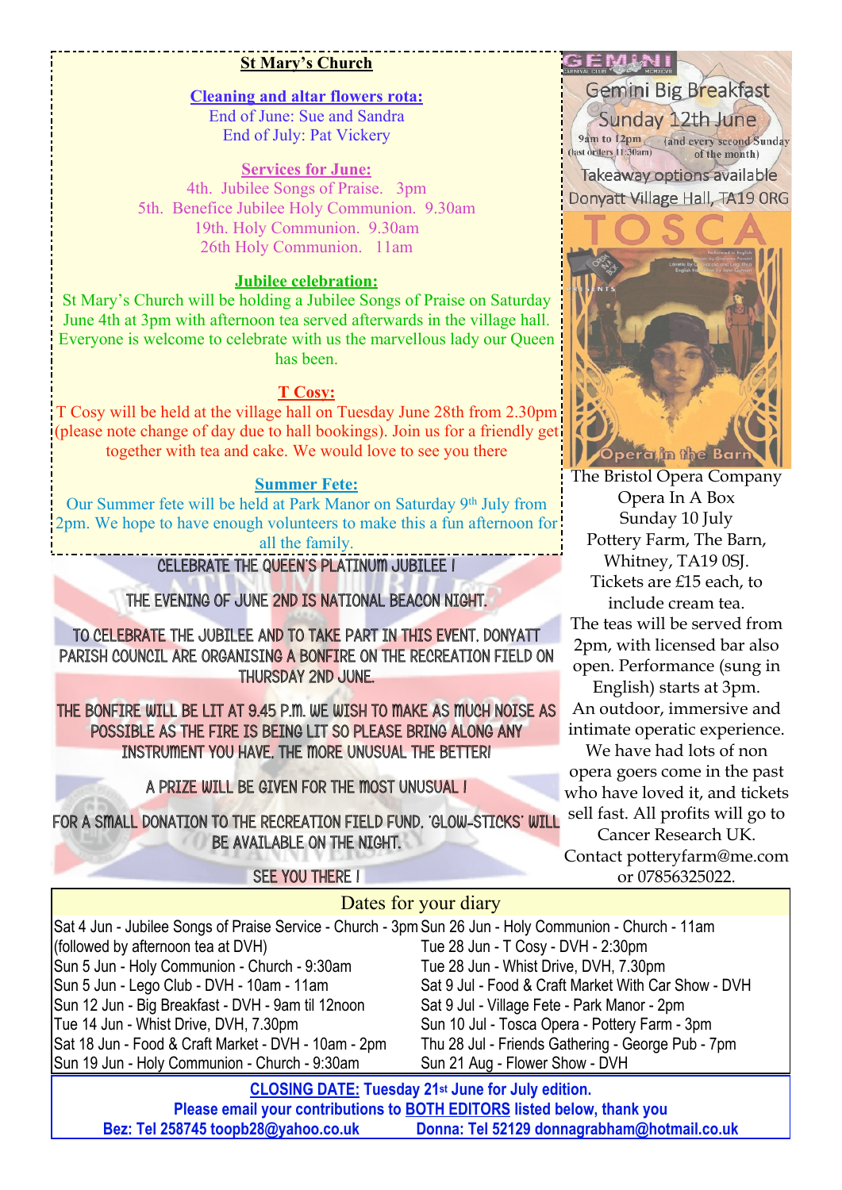## St Mary's Church

**Cleaning and altar flowers rota:**

End of June: Sue and Sandra
End of July: Pat Vickery

**Services for June:**

4th. Jubilee Songs of Praise. 3pm
5th. Benefice Jubilee Holy Communion. 9.30am
19th. Holy Communion. 9.30am
26th Holy Communion. 11am

**Jubilee celebration:**

St Mary's Church will be holding a Jubilee Songs of Praise on Saturday June 4th at 3pm with afternoon tea served afterwards in the village hall. Everyone is welcome to celebrate with us the marvellous lady our Queen has been.

**T Cosy:**

T Cosy will be held at the village hall on Tuesday June 28th from 2.30pm (please note change of day due to hall bookings). Join us for a friendly get together with tea and cake. We would love to see you there

**Summer Fete:**

Our Summer fete will be held at Park Manor on Saturday 9th July from 2pm. We hope to have enough volunteers to make this a fun afternoon for all the family.

CELEBRATE THE QUEEN'S PLATINUM JUBILEE !

THE EVENING OF JUNE 2ND IS NATIONAL BEACON NIGHT.

TO CELEBRATE THE JUBILEE AND TO TAKE PART IN THIS EVENT, DONYATT PARISH COUNCIL ARE ORGANISING A BONFIRE ON THE RECREATION FIELD ON THURSDAY 2ND JUNE.

THE BONFIRE WILL BE LIT AT 9.45 P.M. WE WISH TO MAKE AS MUCH NOISE AS POSSIBLE AS THE FIRE IS BEING LIT SO PLEASE BRING ALONG ANY INSTRUMENT YOU HAVE, THE MORE UNUSUAL THE BETTER!

A PRIZE WILL BE GIVEN FOR THE MOST UNUSUAL !

FOR A SMALL DONATION TO THE RECREATION FIELD FUND, 'GLOW-STICKS' WILL BE AVAILABLE ON THE NIGHT.

SEE YOU THERE !

GEMINI

Gemini Big Breakfast
Sunday 12th June
9am to 12pm (last orders 11:30am) (and every second Sunday of the month)
Takeaway options available
Donyatt Village Hall, TA19 0RG

TOSCA

Opera in the Barn

The Bristol Opera Company
Opera In A Box
Sunday 10 July
Pottery Farm, The Barn, Whitney, TA19 0SJ.
Tickets are £15 each, to include cream tea.
The teas will be served from 2pm, with licensed bar also open. Performance (sung in English) starts at 3pm.
An outdoor, immersive and intimate operatic experience.
We have had lots of non opera goers come in the past who have loved it, and tickets sell fast. All profits will go to Cancer Research UK.
Contact potteryfarm@me.com or 07856325022.

## Dates for your diary

- Sat 4 Jun - Jubilee Songs of Praise Service - Church - 3pm (followed by afternoon tea at DVH)
- Sun 5 Jun - Holy Communion - Church - 9:30am
- Sun 5 Jun - Lego Club - DVH - 10am - 11am
- Sun 12 Jun - Big Breakfast - DVH - 9am til 12noon
- Tue 14 Jun - Whist Drive, DVH, 7.30pm
- Sat 18 Jun - Food & Craft Market - DVH - 10am - 2pm
- Sun 19 Jun - Holy Communion - Church - 9:30am
- Sun 26 Jun - Holy Communion - Church - 11am
- Tue 28 Jun - T Cosy - DVH - 2:30pm
- Tue 28 Jun - Whist Drive, DVH, 7.30pm
- Sat 9 Jul - Food & Craft Market With Car Show - DVH
- Sat 9 Jul - Village Fete - Park Manor - 2pm
- Sun 10 Jul - Tosca Opera - Pottery Farm - 3pm
- Thu 28 Jul - Friends Gathering - George Pub - 7pm
- Sun 21 Aug - Flower Show - DVH

**CLOSING DATE: Tuesday 21st June for July edition.**
**Please email your contributions to BOTH EDITORS listed below, thank you**
**Bez: Tel 258745 toopb28@yahoo.co.uk** **Donna: Tel 52129 donnagrabham@hotmail.co.uk**